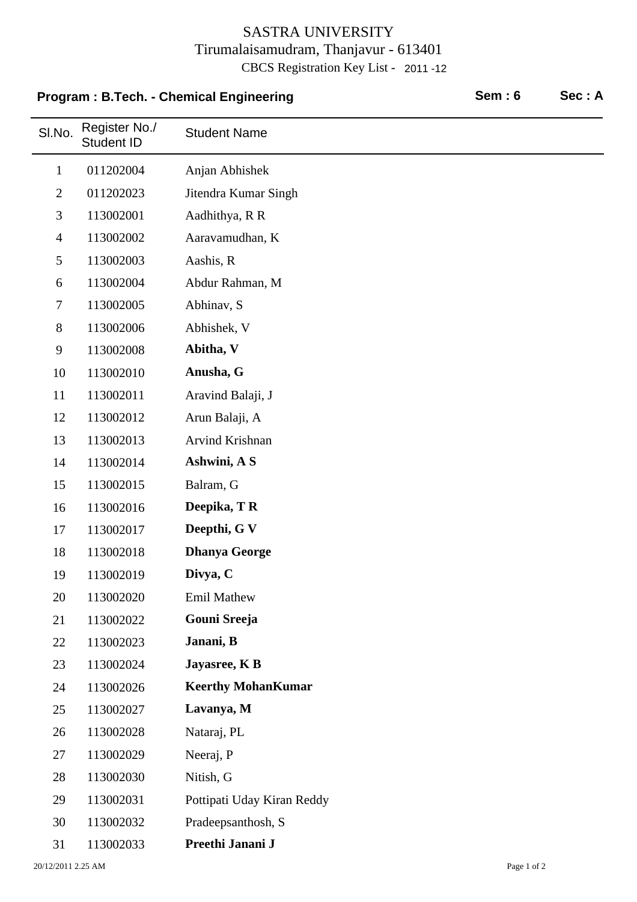# SASTRA UNIVERSITY

Tirumalaisamudram, Thanjavur - 613401

CBCS Registration Key List - 2011 -12

**Program : B.Tech. - Chemical Engineering** **Sem : 6** **Sec : A**

| Sl.No. | Register No./ Student ID | Student Name |
|---|---|---|
| 1 | 011202004 | Anjan Abhishek |
| 2 | 011202023 | Jitendra Kumar Singh |
| 3 | 113002001 | Aadhithya, R R |
| 4 | 113002002 | Aaravamudhan, K |
| 5 | 113002003 | Aashis, R |
| 6 | 113002004 | Abdur Rahman, M |
| 7 | 113002005 | Abhinav, S |
| 8 | 113002006 | Abhishek, V |
| 9 | 113002008 | **Abitha, V** |
| 10 | 113002010 | **Anusha, G** |
| 11 | 113002011 | Aravind Balaji, J |
| 12 | 113002012 | Arun Balaji, A |
| 13 | 113002013 | Arvind Krishnan |
| 14 | 113002014 | **Ashwini, A S** |
| 15 | 113002015 | Balram, G |
| 16 | 113002016 | **Deepika, T R** |
| 17 | 113002017 | **Deepthi, G V** |
| 18 | 113002018 | **Dhanya George** |
| 19 | 113002019 | **Divya, C** |
| 20 | 113002020 | Emil Mathew |
| 21 | 113002022 | **Gouni Sreeja** |
| 22 | 113002023 | **Janani, B** |
| 23 | 113002024 | **Jayasree, K B** |
| 24 | 113002026 | **Keerthy MohanKumar** |
| 25 | 113002027 | **Lavanya, M** |
| 26 | 113002028 | Nataraj, PL |
| 27 | 113002029 | Neeraj, P |
| 28 | 113002030 | Nitish, G |
| 29 | 113002031 | Pottipati Uday Kiran Reddy |
| 30 | 113002032 | Pradeepsanthosh, S |
| 31 | 113002033 | **Preethi Janani J** |

20/12/2011 2.25 AM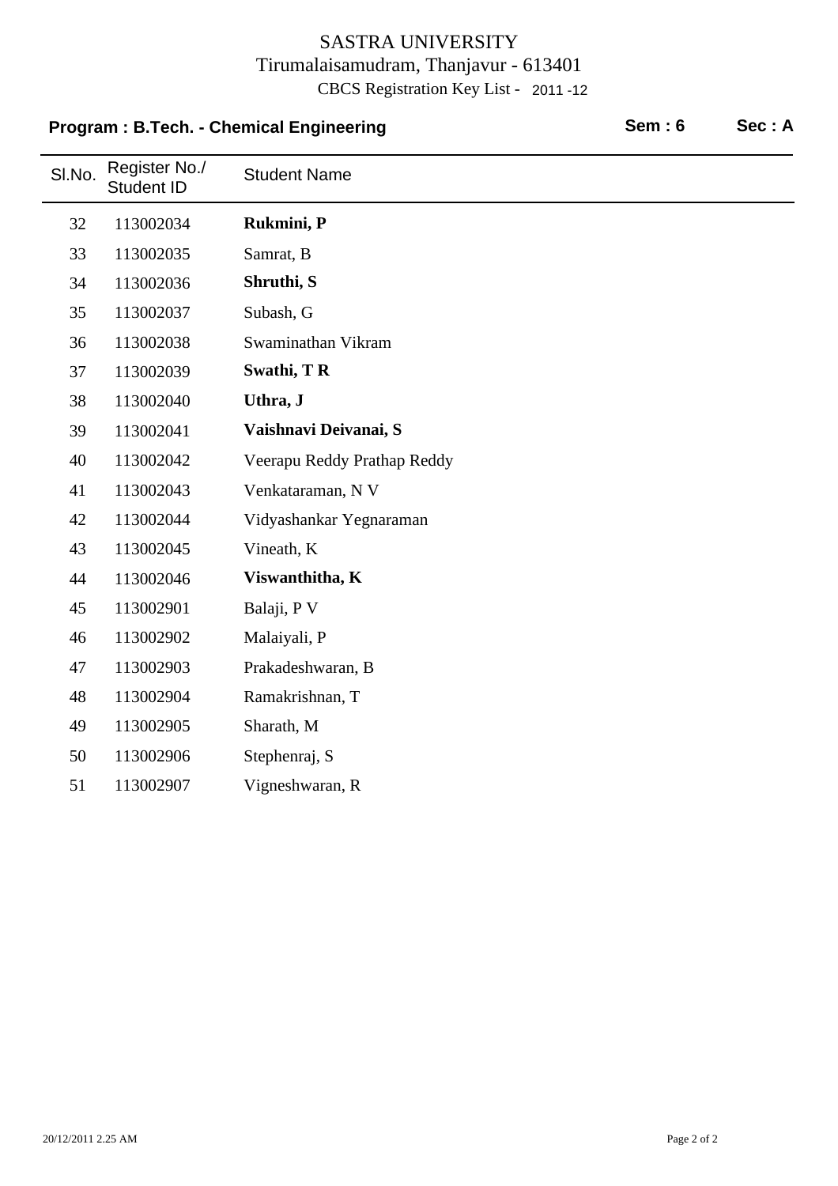# SASTRA UNIVERSITY

Tirumalaisamudram, Thanjavur - 613401

CBCS Registration Key List - 2011 -12

**Program : B.Tech. - Chemical Engineering** **Sem : 6** **Sec : A**

| Sl.No. | Register No./ Student ID | Student Name |
|---|---|---|
| 32 | 113002034 | **Rukmini, P** |
| 33 | 113002035 | Samrat, B |
| 34 | 113002036 | **Shruthi, S** |
| 35 | 113002037 | Subash, G |
| 36 | 113002038 | Swaminathan Vikram |
| 37 | 113002039 | **Swathi, T R** |
| 38 | 113002040 | **Uthra, J** |
| 39 | 113002041 | **Vaishnavi Deivanai, S** |
| 40 | 113002042 | Veerapu Reddy Prathap Reddy |
| 41 | 113002043 | Venkataraman, N V |
| 42 | 113002044 | Vidyashankar Yegnaraman |
| 43 | 113002045 | Vineath, K |
| 44 | 113002046 | **Viswanthitha, K** |
| 45 | 113002901 | Balaji, P V |
| 46 | 113002902 | Malaiyali, P |
| 47 | 113002903 | Prakadeshwaran, B |
| 48 | 113002904 | Ramakrishnan, T |
| 49 | 113002905 | Sharath, M |
| 50 | 113002906 | Stephenraj, S |
| 51 | 113002907 | Vigneshwaran, R |

20/12/2011 2.25 AM